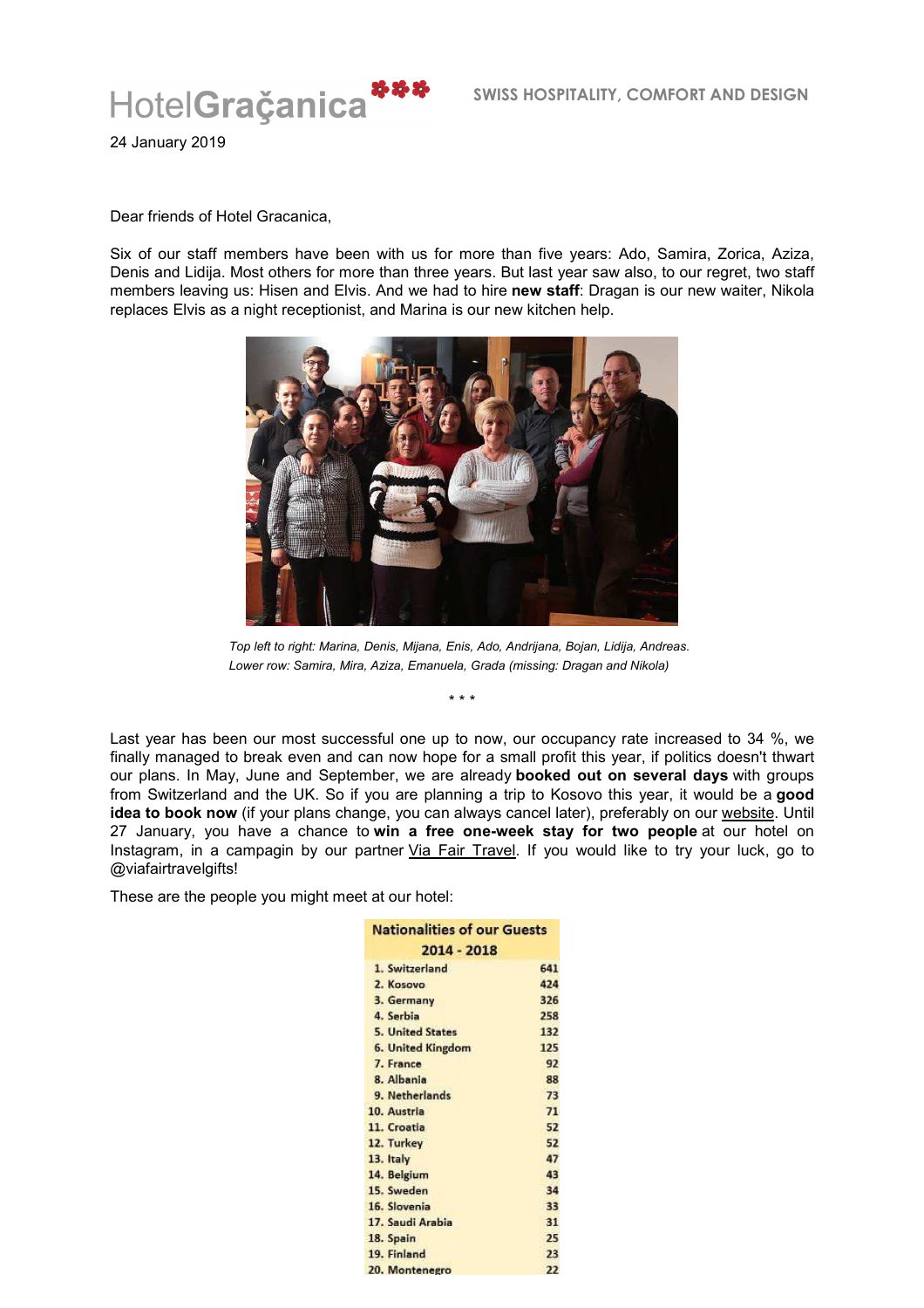HotelGraçanica

SWISS HOSPITALITY, COMFORT AND DESIGN

24 January 2019

Dear friends of Hotel Gracanica,

Six of our staff members have been with us for more than five years: Ado, Samira, Zorica, Aziza, Denis and Lidija. Most others for more than three years. But last year saw also, to our regret, two staff members leaving us: Hisen and Elvis. And we had to hire **new staff**: Dragan is our new waiter, Nikola replaces Elvis as a night receptionist, and Marina is our new kitchen help.

*Top left to right: Marina, Denis, Mijana, Enis, Ado, Andrijana, Bojan, Lidija, Andreas.*
*Lower row: Samira, Mira, Aziza, Emanuela, Grada (missing: Dragan and Nikola)*

\* \* \*

Last year has been our most successful one up to now, our occupancy rate increased to 34 %, we finally managed to break even and can now hope for a small profit this year, if politics doesn't thwart our plans. In May, June and September, we are already **booked out on several days** with groups from Switzerland and the UK. So if you are planning a trip to Kosovo this year, it would be a **good idea to book now** (if your plans change, you can always cancel later), preferably on our website. Until 27 January, you have a chance to **win a free one-week stay for two people** at our hotel on Instagram, in a campagin by our partner Via Fair Travel. If you would like to try your luck, go to @viafairtravelgifts!

These are the people you might meet at our hotel:

| Nationalities of our Guests 2014 - 2018 | |
|---|---|
| 1. Switzerland | 641 |
| 2. Kosovo | 424 |
| 3. Germany | 326 |
| 4. Serbia | 258 |
| 5. United States | 132 |
| 6. United Kingdom | 125 |
| 7. France | 92 |
| 8. Albania | 88 |
| 9. Netherlands | 73 |
| 10. Austria | 71 |
| 11. Croatia | 52 |
| 12. Turkey | 52 |
| 13. Italy | 47 |
| 14. Belgium | 43 |
| 15. Sweden | 34 |
| 16. Slovenia | 33 |
| 17. Saudi Arabia | 31 |
| 18. Spain | 25 |
| 19. Finland | 23 |
| 20. Montenegro | 22 |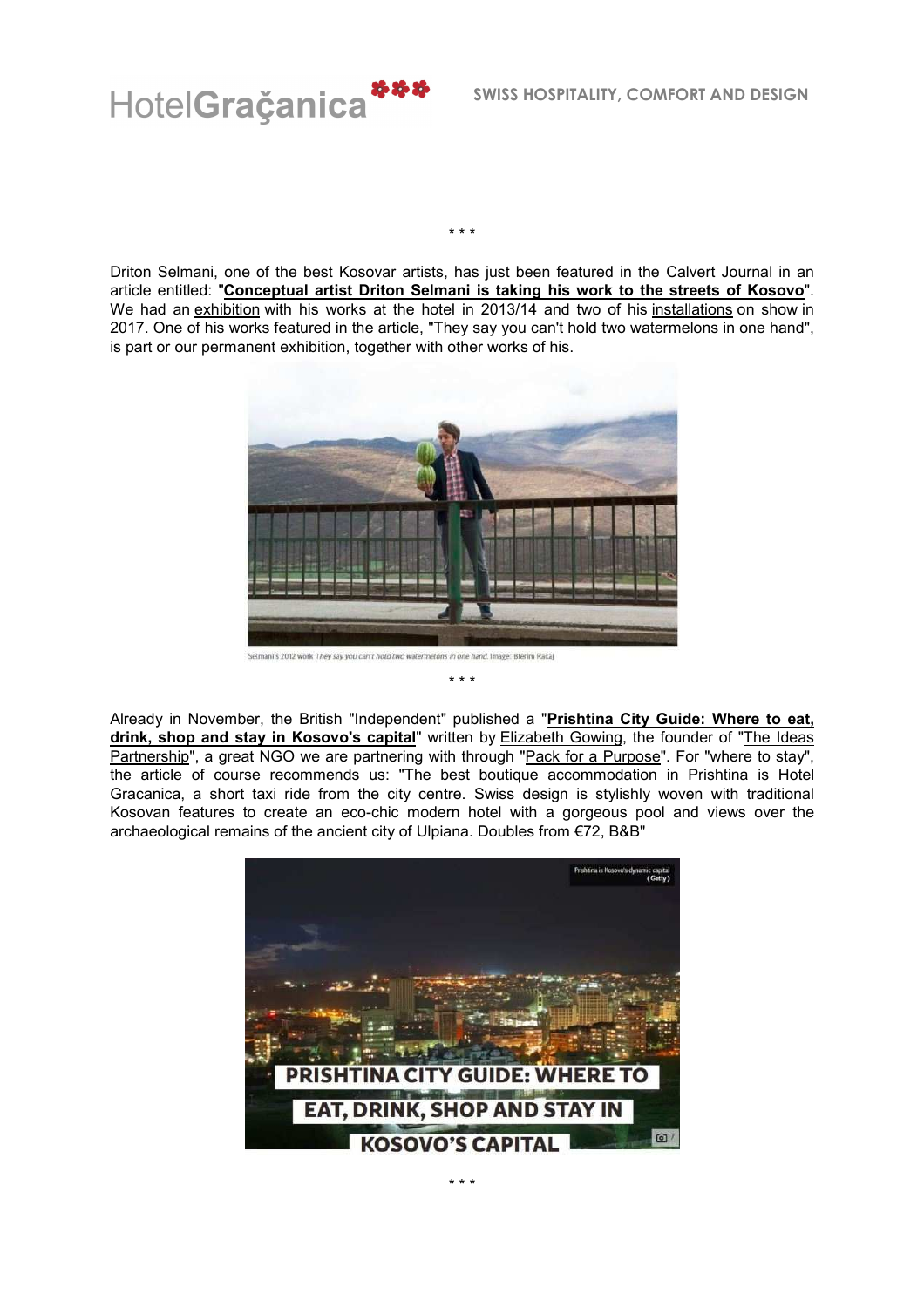\* \* \*

Driton Selmani, one of the best Kosovar artists, has just been featured in the Calvert Journal in an article entitled: "**Conceptual artist Driton Selmani is taking his work to the streets of Kosovo**". We had an exhibition with his works at the hotel in 2013/14 and two of his installations on show in 2017. One of his works featured in the article, "They say you can't hold two watermelons in one hand", is part or our permanent exhibition, together with other works of his.

Selmani's 2012 work *They say you can't hold two watermelons in one hand*. Image: Blerim Racaj

\* \* \*

Already in November, the British "Independent" published a "**Prishtina City Guide: Where to eat, drink, shop and stay in Kosovo's capital**" written by Elizabeth Gowing, the founder of "The Ideas Partnership", a great NGO we are partnering with through "Pack for a Purpose". For "where to stay", the article of course recommends us: "The best boutique accommodation in Prishtina is Hotel Gracanica, a short taxi ride from the city centre. Swiss design is stylishly woven with traditional Kosovan features to create an eco-chic modern hotel with a gorgeous pool and views over the archaeological remains of the ancient city of Ulpiana. Doubles from €72, B&B"

\* \* \*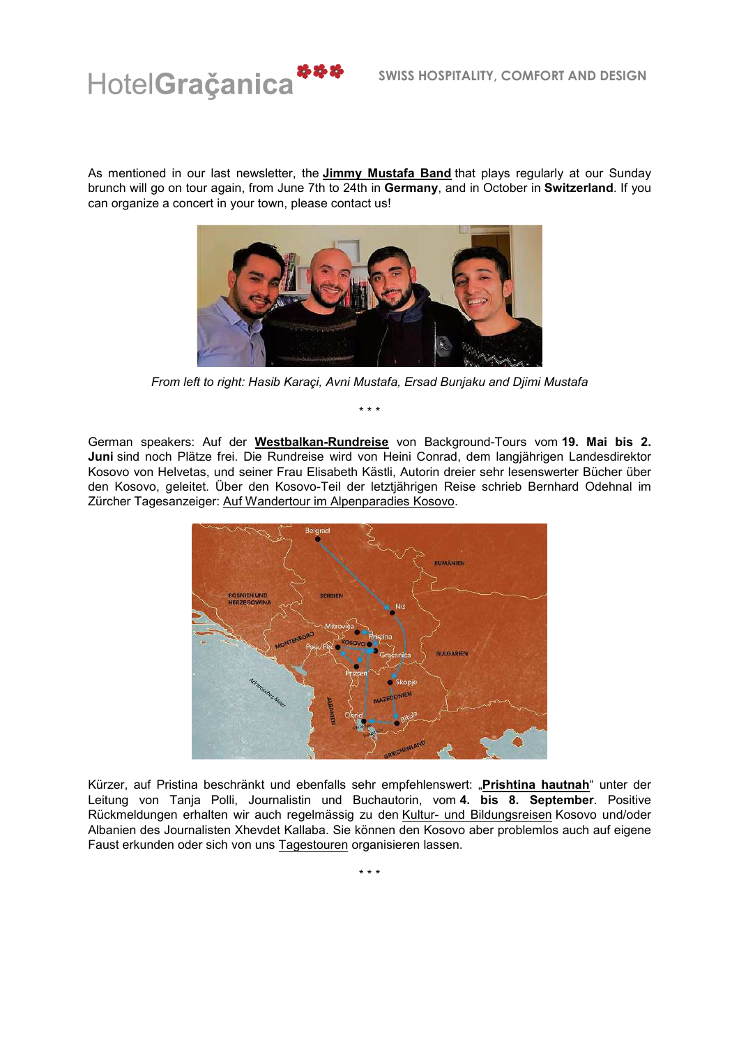As mentioned in our last newsletter, the **Jimmy Mustafa Band** that plays regularly at our Sunday brunch will go on tour again, from June 7th to 24th in **Germany**, and in October in **Switzerland**. If you can organize a concert in your town, please contact us!

*From left to right: Hasib Karaçi, Avni Mustafa, Ersad Bunjaku and Djimi Mustafa*

\* \* \*

German speakers: Auf der **Westbalkan-Rundreise** von Background-Tours vom **19. Mai bis 2. Juni** sind noch Plätze frei. Die Rundreise wird von Heini Conrad, dem langjährigen Landesdirektor Kosovo von Helvetas, und seiner Frau Elisabeth Kästli, Autorin dreier sehr lesenswerter Bücher über den Kosovo, geleitet. Über den Kosovo-Teil der letztjährigen Reise schrieb Bernhard Odehnal im Zürcher Tagesanzeiger: Auf Wandertour im Alpenparadies Kosovo.

Kürzer, auf Pristina beschränkt und ebenfalls sehr empfehlenswert: „**Prishtina hautnah**" unter der Leitung von Tanja Polli, Journalistin und Buchautorin, vom **4. bis 8. September**. Positive Rückmeldungen erhalten wir auch regelmässig zu den Kultur- und Bildungsreisen Kosovo und/oder Albanien des Journalisten Xhevdet Kallaba. Sie können den Kosovo aber problemlos auch auf eigene Faust erkunden oder sich von uns Tagestouren organisieren lassen.

\* \* \*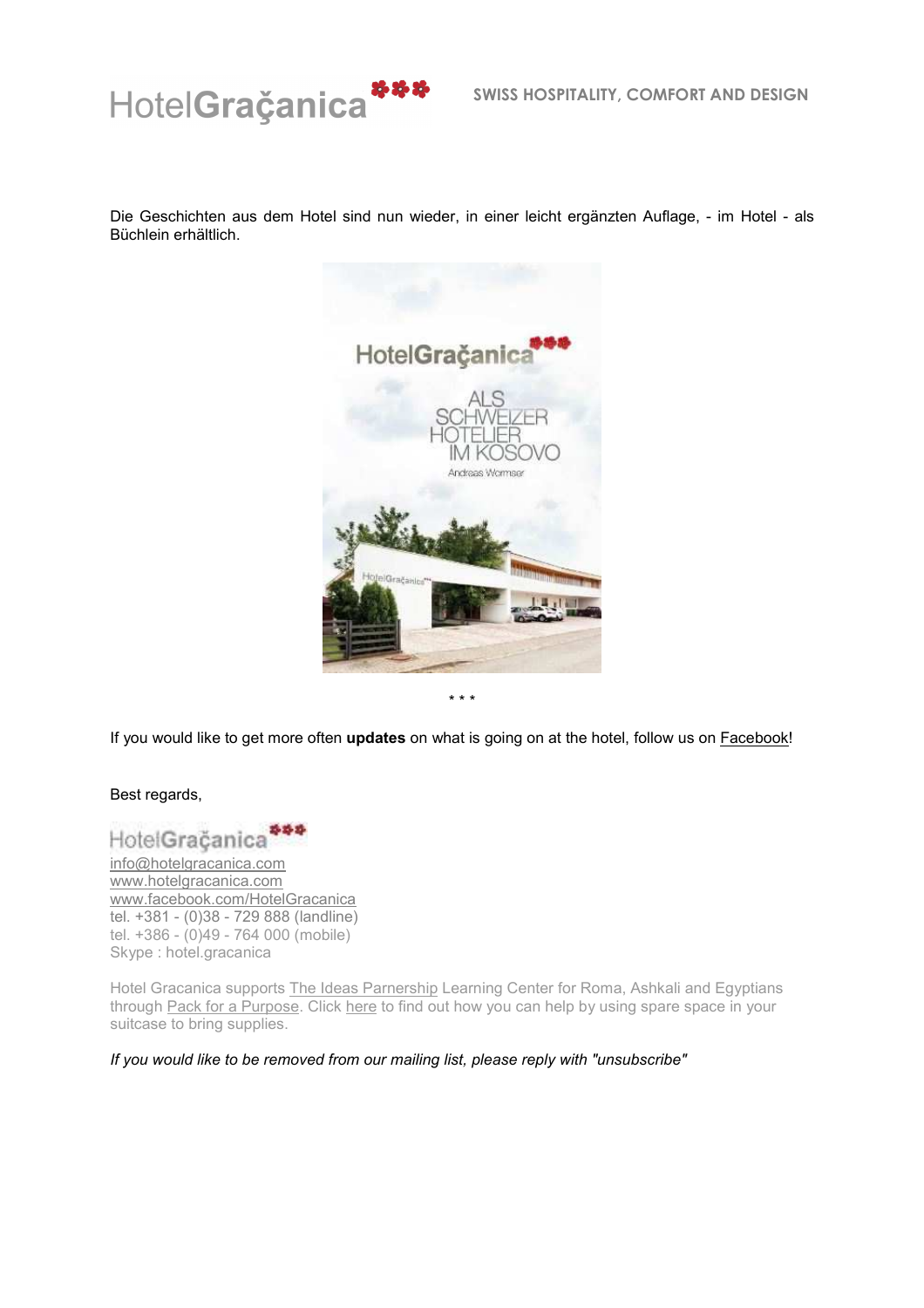HotelGračanica

SWISS HOSPITALITY, COMFORT AND DESIGN

Die Geschichten aus dem Hotel sind nun wieder, in einer leicht ergänzten Auflage, - im Hotel - als Büchlein erhältlich.

\* \* \*

If you would like to get more often **updates** on what is going on at the hotel, follow us on Facebook!

Best regards,

HotelGračanica

info@hotelgracanica.com
www.hotelgracanica.com
www.facebook.com/HotelGracanica
tel. +381 - (0)38 - 729 888 (landline)
tel. +386 - (0)49 - 764 000 (mobile)
Skype : hotel.gracanica

Hotel Gracanica supports The Ideas Parnership Learning Center for Roma, Ashkali and Egyptians through Pack for a Purpose. Click here to find out how you can help by using spare space in your suitcase to bring supplies.

*If you would like to be removed from our mailing list, please reply with "unsubscribe"*